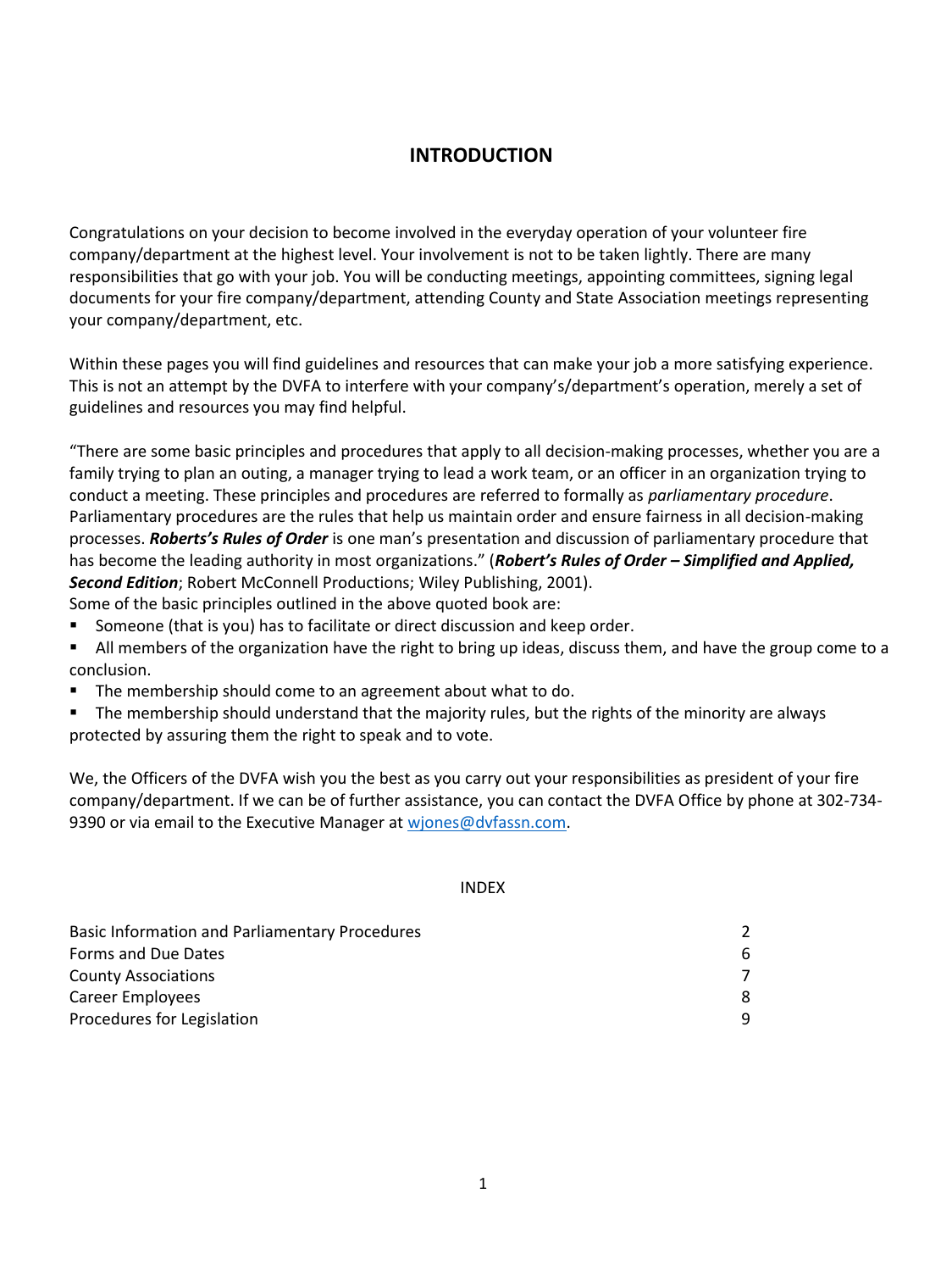# INTRODUCTION

Congratulations on your decision to become involved in the everyday operation of your volunteer fire company/department at the highest level. Your involvement is not to be taken lightly. There are many responsibilities that go with your job. You will be conducting meetings, appointing committees, signing legal documents for your fire company/department, attending County and State Association meetings representing your company/department, etc.

Within these pages you will find guidelines and resources that can make your job a more satisfying experience. This is not an attempt by the DVFA to interfere with your company's/department's operation, merely a set of guidelines and resources you may find helpful.

"There are some basic principles and procedures that apply to all decision-making processes, whether you are a family trying to plan an outing, a manager trying to lead a work team, or an officer in an organization trying to conduct a meeting. These principles and procedures are referred to formally as *parliamentary procedure*. Parliamentary procedures are the rules that help us maintain order and ensure fairness in all decision-making processes. ***Roberts's Rules of Order*** is one man's presentation and discussion of parliamentary procedure that has become the leading authority in most organizations." (***Robert's Rules of Order – Simplified and Applied, Second Edition***; Robert McConnell Productions; Wiley Publishing, 2001).

Some of the basic principles outlined in the above quoted book are:

- Someone (that is you) has to facilitate or direct discussion and keep order.
- All members of the organization have the right to bring up ideas, discuss them, and have the group come to a conclusion.
- The membership should come to an agreement about what to do.
- The membership should understand that the majority rules, but the rights of the minority are always protected by assuring them the right to speak and to vote.

We, the Officers of the DVFA wish you the best as you carry out your responsibilities as president of your fire company/department. If we can be of further assistance, you can contact the DVFA Office by phone at 302-734-9390 or via email to the Executive Manager at wjones@dvfassn.com.

## INDEX

| | |
|---|---|
| Basic Information and Parliamentary Procedures | 2 |
| Forms and Due Dates | 6 |
| County Associations | 7 |
| Career Employees | 8 |
| Procedures for Legislation | 9 |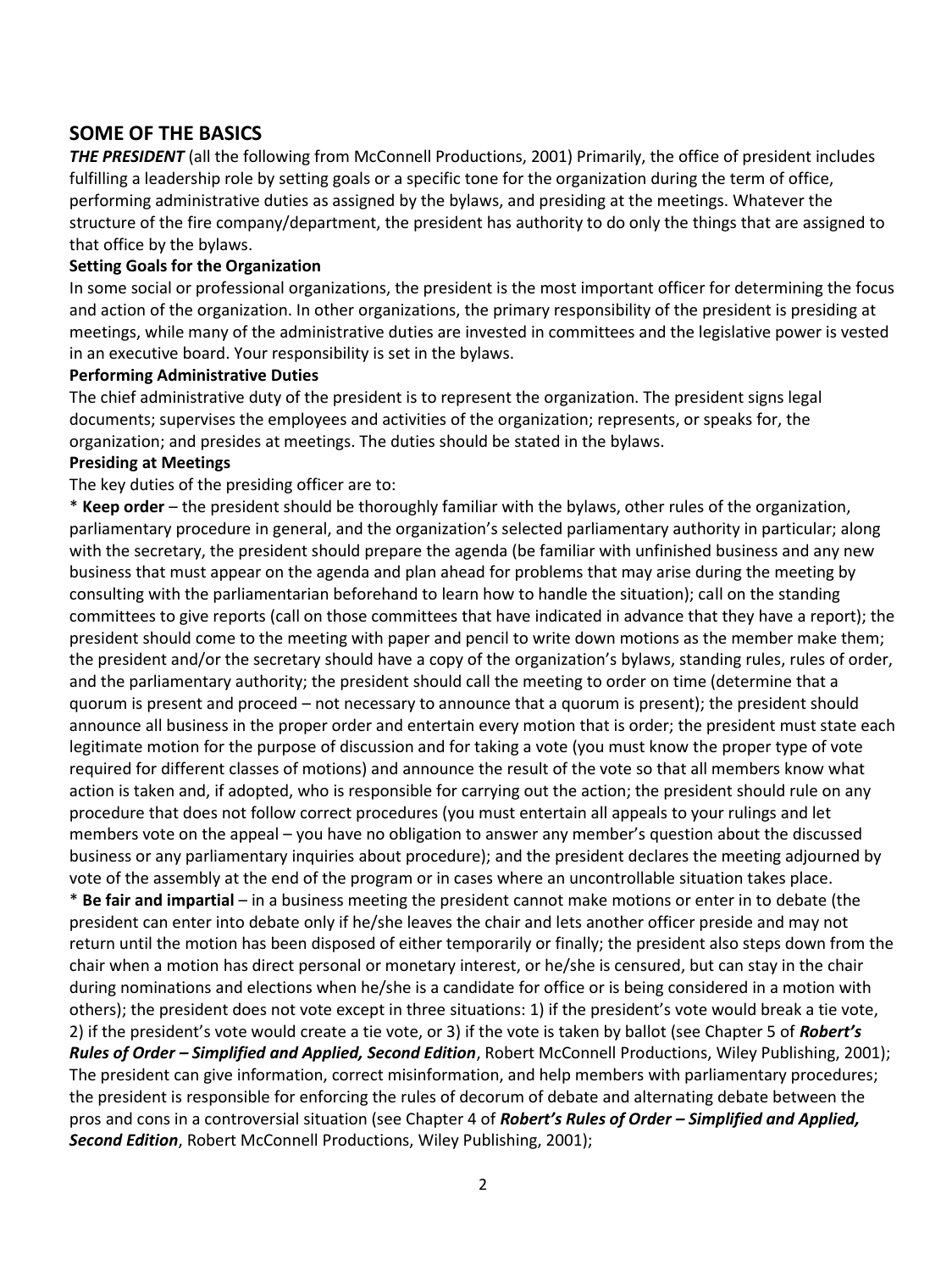## SOME OF THE BASICS

***THE PRESIDENT*** (all the following from McConnell Productions, 2001) Primarily, the office of president includes fulfilling a leadership role by setting goals or a specific tone for the organization during the term of office, performing administrative duties as assigned by the bylaws, and presiding at the meetings. Whatever the structure of the fire company/department, the president has authority to do only the things that are assigned to that office by the bylaws.

**Setting Goals for the Organization**

In some social or professional organizations, the president is the most important officer for determining the focus and action of the organization. In other organizations, the primary responsibility of the president is presiding at meetings, while many of the administrative duties are invested in committees and the legislative power is vested in an executive board. Your responsibility is set in the bylaws.

**Performing Administrative Duties**

The chief administrative duty of the president is to represent the organization. The president signs legal documents; supervises the employees and activities of the organization; represents, or speaks for, the organization; and presides at meetings. The duties should be stated in the bylaws.

**Presiding at Meetings**

The key duties of the presiding officer are to:

* **Keep order** – the president should be thoroughly familiar with the bylaws, other rules of the organization, parliamentary procedure in general, and the organization's selected parliamentary authority in particular; along with the secretary, the president should prepare the agenda (be familiar with unfinished business and any new business that must appear on the agenda and plan ahead for problems that may arise during the meeting by consulting with the parliamentarian beforehand to learn how to handle the situation); call on the standing committees to give reports (call on those committees that have indicated in advance that they have a report); the president should come to the meeting with paper and pencil to write down motions as the member make them; the president and/or the secretary should have a copy of the organization's bylaws, standing rules, rules of order, and the parliamentary authority; the president should call the meeting to order on time (determine that a quorum is present and proceed – not necessary to announce that a quorum is present); the president should announce all business in the proper order and entertain every motion that is order; the president must state each legitimate motion for the purpose of discussion and for taking a vote (you must know the proper type of vote required for different classes of motions) and announce the result of the vote so that all members know what action is taken and, if adopted, who is responsible for carrying out the action; the president should rule on any procedure that does not follow correct procedures (you must entertain all appeals to your rulings and let members vote on the appeal – you have no obligation to answer any member's question about the discussed business or any parliamentary inquiries about procedure); and the president declares the meeting adjourned by vote of the assembly at the end of the program or in cases where an uncontrollable situation takes place.

* **Be fair and impartial** – in a business meeting the president cannot make motions or enter in to debate (the president can enter into debate only if he/she leaves the chair and lets another officer preside and may not return until the motion has been disposed of either temporarily or finally; the president also steps down from the chair when a motion has direct personal or monetary interest, or he/she is censured, but can stay in the chair during nominations and elections when he/she is a candidate for office or is being considered in a motion with others); the president does not vote except in three situations: 1) if the president's vote would break a tie vote, 2) if the president's vote would create a tie vote, or 3) if the vote is taken by ballot (see Chapter 5 of ***Robert's Rules of Order – Simplified and Applied, Second Edition***, Robert McConnell Productions, Wiley Publishing, 2001); The president can give information, correct misinformation, and help members with parliamentary procedures; the president is responsible for enforcing the rules of decorum of debate and alternating debate between the pros and cons in a controversial situation (see Chapter 4 of ***Robert's Rules of Order – Simplified and Applied, Second Edition***, Robert McConnell Productions, Wiley Publishing, 2001);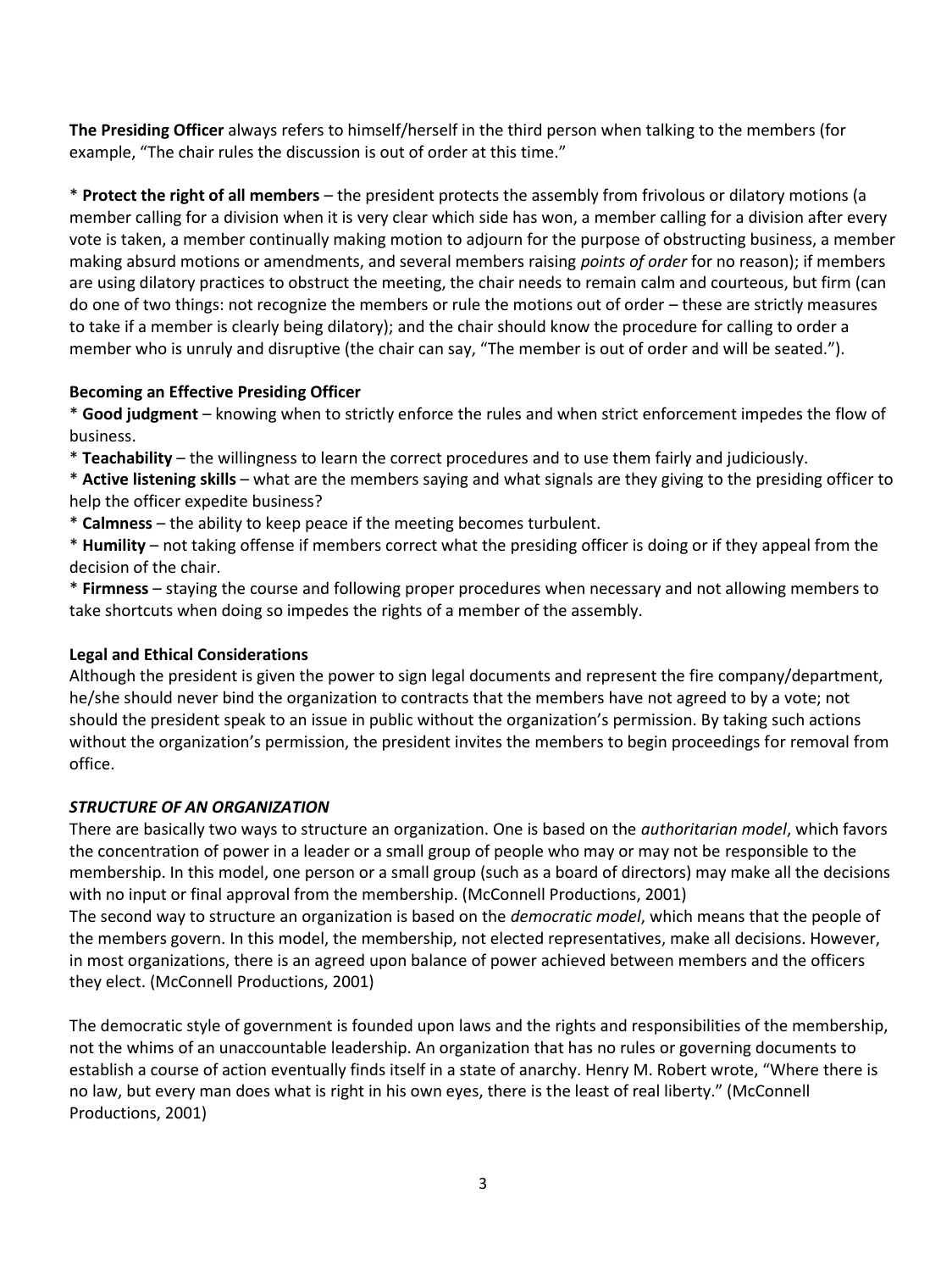**The Presiding Officer** always refers to himself/herself in the third person when talking to the members (for example, "The chair rules the discussion is out of order at this time."

* **Protect the right of all members** – the president protects the assembly from frivolous or dilatory motions (a member calling for a division when it is very clear which side has won, a member calling for a division after every vote is taken, a member continually making motion to adjourn for the purpose of obstructing business, a member making absurd motions or amendments, and several members raising *points of order* for no reason); if members are using dilatory practices to obstruct the meeting, the chair needs to remain calm and courteous, but firm (can do one of two things: not recognize the members or rule the motions out of order – these are strictly measures to take if a member is clearly being dilatory); and the chair should know the procedure for calling to order a member who is unruly and disruptive (the chair can say, "The member is out of order and will be seated.").

**Becoming an Effective Presiding Officer**

* **Good judgment** – knowing when to strictly enforce the rules and when strict enforcement impedes the flow of business.
* **Teachability** – the willingness to learn the correct procedures and to use them fairly and judiciously.
* **Active listening skills** – what are the members saying and what signals are they giving to the presiding officer to help the officer expedite business?
* **Calmness** – the ability to keep peace if the meeting becomes turbulent.
* **Humility** – not taking offense if members correct what the presiding officer is doing or if they appeal from the decision of the chair.
* **Firmness** – staying the course and following proper procedures when necessary and not allowing members to take shortcuts when doing so impedes the rights of a member of the assembly.

**Legal and Ethical Considerations**

Although the president is given the power to sign legal documents and represent the fire company/department, he/she should never bind the organization to contracts that the members have not agreed to by a vote; not should the president speak to an issue in public without the organization's permission. By taking such actions without the organization's permission, the president invites the members to begin proceedings for removal from office.

***STRUCTURE OF AN ORGANIZATION***

There are basically two ways to structure an organization. One is based on the *authoritarian model*, which favors the concentration of power in a leader or a small group of people who may or may not be responsible to the membership. In this model, one person or a small group (such as a board of directors) may make all the decisions with no input or final approval from the membership. (McConnell Productions, 2001)

The second way to structure an organization is based on the *democratic model*, which means that the people of the members govern. In this model, the membership, not elected representatives, make all decisions. However, in most organizations, there is an agreed upon balance of power achieved between members and the officers they elect. (McConnell Productions, 2001)

The democratic style of government is founded upon laws and the rights and responsibilities of the membership, not the whims of an unaccountable leadership. An organization that has no rules or governing documents to establish a course of action eventually finds itself in a state of anarchy. Henry M. Robert wrote, "Where there is no law, but every man does what is right in his own eyes, there is the least of real liberty." (McConnell Productions, 2001)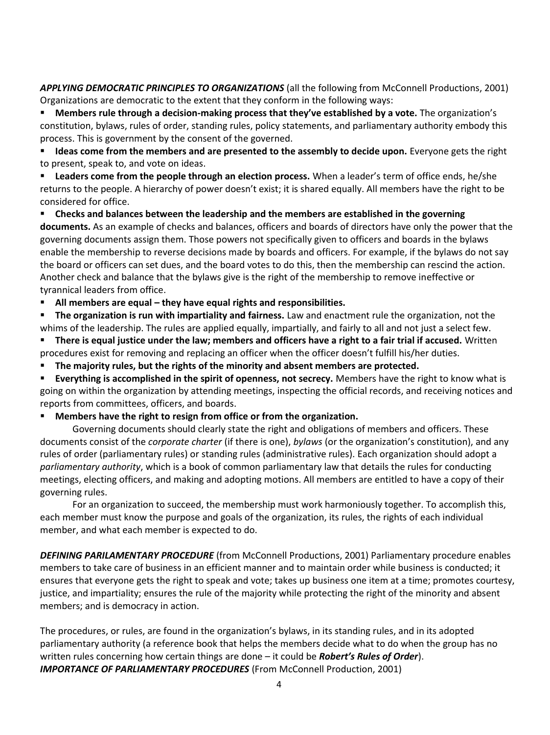***APPLYING DEMOCRATIC PRINCIPLES TO ORGANIZATIONS*** (all the following from McConnell Productions, 2001) Organizations are democratic to the extent that they conform in the following ways:

- **Members rule through a decision-making process that they've established by a vote.** The organization's constitution, bylaws, rules of order, standing rules, policy statements, and parliamentary authority embody this process. This is government by the consent of the governed.
- **Ideas come from the members and are presented to the assembly to decide upon.** Everyone gets the right to present, speak to, and vote on ideas.
- **Leaders come from the people through an election process.** When a leader's term of office ends, he/she returns to the people. A hierarchy of power doesn't exist; it is shared equally. All members have the right to be considered for office.
- **Checks and balances between the leadership and the members are established in the governing documents.** As an example of checks and balances, officers and boards of directors have only the power that the governing documents assign them. Those powers not specifically given to officers and boards in the bylaws enable the membership to reverse decisions made by boards and officers. For example, if the bylaws do not say the board or officers can set dues, and the board votes to do this, then the membership can rescind the action. Another check and balance that the bylaws give is the right of the membership to remove ineffective or tyrannical leaders from office.
- **All members are equal – they have equal rights and responsibilities.**
- **The organization is run with impartiality and fairness.** Law and enactment rule the organization, not the whims of the leadership. The rules are applied equally, impartially, and fairly to all and not just a select few.
- **There is equal justice under the law; members and officers have a right to a fair trial if accused.** Written procedures exist for removing and replacing an officer when the officer doesn't fulfill his/her duties.
- **The majority rules, but the rights of the minority and absent members are protected.**
- **Everything is accomplished in the spirit of openness, not secrecy.** Members have the right to know what is going on within the organization by attending meetings, inspecting the official records, and receiving notices and reports from committees, officers, and boards.
- **Members have the right to resign from office or from the organization.**

Governing documents should clearly state the right and obligations of members and officers. These documents consist of the *corporate charter* (if there is one), *bylaws* (or the organization's constitution), and any rules of order (parliamentary rules) or standing rules (administrative rules). Each organization should adopt a *parliamentary authority*, which is a book of common parliamentary law that details the rules for conducting meetings, electing officers, and making and adopting motions. All members are entitled to have a copy of their governing rules.

For an organization to succeed, the membership must work harmoniously together. To accomplish this, each member must know the purpose and goals of the organization, its rules, the rights of each individual member, and what each member is expected to do.

***DEFINING PARILAMENTARY PROCEDURE*** (from McConnell Productions, 2001) Parliamentary procedure enables members to take care of business in an efficient manner and to maintain order while business is conducted; it ensures that everyone gets the right to speak and vote; takes up business one item at a time; promotes courtesy, justice, and impartiality; ensures the rule of the majority while protecting the right of the minority and absent members; and is democracy in action.

The procedures, or rules, are found in the organization's bylaws, in its standing rules, and in its adopted parliamentary authority (a reference book that helps the members decide what to do when the group has no written rules concerning how certain things are done – it could be ***Robert's Rules of Order***).

***IMPORTANCE OF PARLIAMENTARY PROCEDURES*** (From McConnell Production, 2001)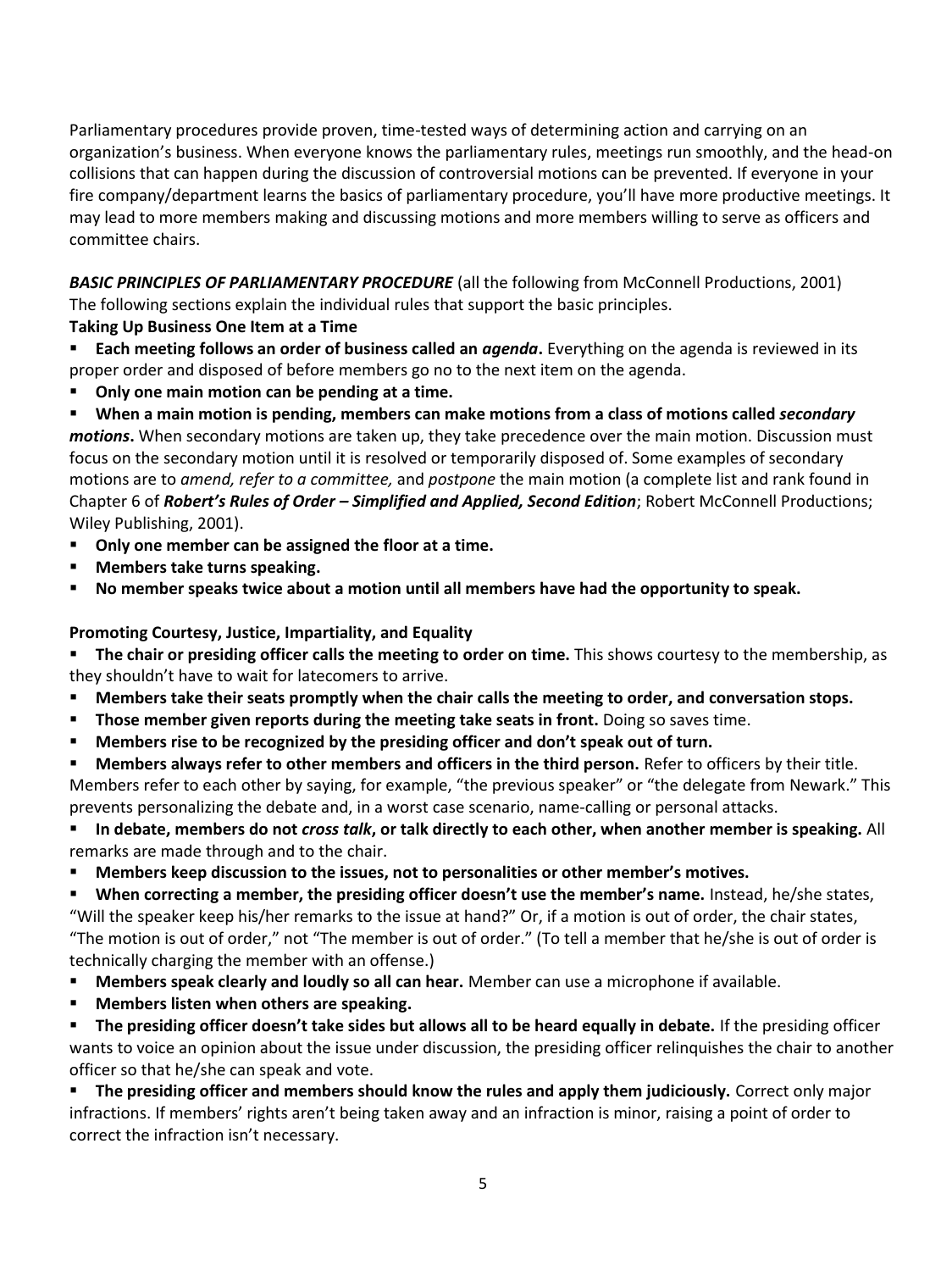Parliamentary procedures provide proven, time-tested ways of determining action and carrying on an organization's business. When everyone knows the parliamentary rules, meetings run smoothly, and the head-on collisions that can happen during the discussion of controversial motions can be prevented. If everyone in your fire company/department learns the basics of parliamentary procedure, you'll have more productive meetings. It may lead to more members making and discussing motions and more members willing to serve as officers and committee chairs.

***BASIC PRINCIPLES OF PARLIAMENTARY PROCEDURE*** (all the following from McConnell Productions, 2001)
The following sections explain the individual rules that support the basic principles.

**Taking Up Business One Item at a Time**

- **Each meeting follows an order of business called an *agenda*.** Everything on the agenda is reviewed in its proper order and disposed of before members go no to the next item on the agenda.
- **Only one main motion can be pending at a time.**
- **When a main motion is pending, members can make motions from a class of motions called *secondary motions*.** When secondary motions are taken up, they take precedence over the main motion. Discussion must focus on the secondary motion until it is resolved or temporarily disposed of. Some examples of secondary motions are to *amend, refer to a committee,* and *postpone* the main motion (a complete list and rank found in Chapter 6 of ***Robert's Rules of Order – Simplified and Applied, Second Edition***; Robert McConnell Productions; Wiley Publishing, 2001).
- **Only one member can be assigned the floor at a time.**
- **Members take turns speaking.**
- **No member speaks twice about a motion until all members have had the opportunity to speak.**

**Promoting Courtesy, Justice, Impartiality, and Equality**

- **The chair or presiding officer calls the meeting to order on time.** This shows courtesy to the membership, as they shouldn't have to wait for latecomers to arrive.
- **Members take their seats promptly when the chair calls the meeting to order, and conversation stops.**
- **Those member given reports during the meeting take seats in front.** Doing so saves time.
- **Members rise to be recognized by the presiding officer and don't speak out of turn.**
- **Members always refer to other members and officers in the third person.** Refer to officers by their title. Members refer to each other by saying, for example, "the previous speaker" or "the delegate from Newark." This prevents personalizing the debate and, in a worst case scenario, name-calling or personal attacks.
- **In debate, members do not *cross talk*, or talk directly to each other, when another member is speaking.** All remarks are made through and to the chair.
- **Members keep discussion to the issues, not to personalities or other member's motives.**
- **When correcting a member, the presiding officer doesn't use the member's name.** Instead, he/she states, "Will the speaker keep his/her remarks to the issue at hand?" Or, if a motion is out of order, the chair states, "The motion is out of order," not "The member is out of order." (To tell a member that he/she is out of order is technically charging the member with an offense.)
- **Members speak clearly and loudly so all can hear.** Member can use a microphone if available.
- **Members listen when others are speaking.**
- **The presiding officer doesn't take sides but allows all to be heard equally in debate.** If the presiding officer wants to voice an opinion about the issue under discussion, the presiding officer relinquishes the chair to another officer so that he/she can speak and vote.
- **The presiding officer and members should know the rules and apply them judiciously.** Correct only major infractions. If members' rights aren't being taken away and an infraction is minor, raising a point of order to correct the infraction isn't necessary.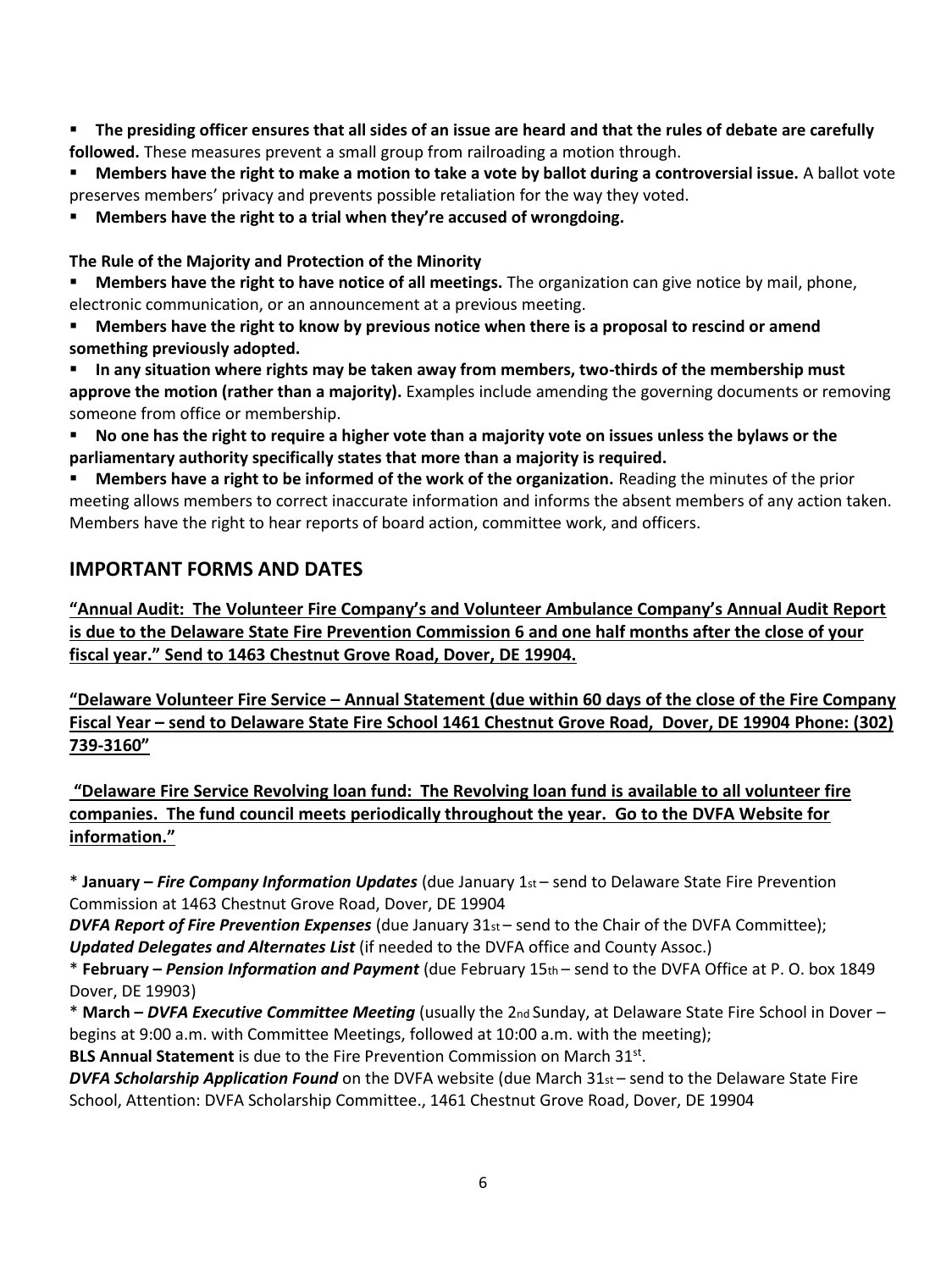- **The presiding officer ensures that all sides of an issue are heard and that the rules of debate are carefully followed.** These measures prevent a small group from railroading a motion through.
- **Members have the right to make a motion to take a vote by ballot during a controversial issue.** A ballot vote preserves members' privacy and prevents possible retaliation for the way they voted.
- **Members have the right to a trial when they're accused of wrongdoing.**

**The Rule of the Majority and Protection of the Minority**

- **Members have the right to have notice of all meetings.** The organization can give notice by mail, phone, electronic communication, or an announcement at a previous meeting.
- **Members have the right to know by previous notice when there is a proposal to rescind or amend something previously adopted.**
- **In any situation where rights may be taken away from members, two-thirds of the membership must approve the motion (rather than a majority).** Examples include amending the governing documents or removing someone from office or membership.
- **No one has the right to require a higher vote than a majority vote on issues unless the bylaws or the parliamentary authority specifically states that more than a majority is required.**
- **Members have a right to be informed of the work of the organization.** Reading the minutes of the prior meeting allows members to correct inaccurate information and informs the absent members of any action taken. Members have the right to hear reports of board action, committee work, and officers.

## IMPORTANT FORMS AND DATES

**"Annual Audit: The Volunteer Fire Company's and Volunteer Ambulance Company's Annual Audit Report is due to the Delaware State Fire Prevention Commission 6 and one half months after the close of your fiscal year." Send to 1463 Chestnut Grove Road, Dover, DE 19904.**

**"Delaware Volunteer Fire Service – Annual Statement (due within 60 days of the close of the Fire Company Fiscal Year – send to Delaware State Fire School 1461 Chestnut Grove Road, Dover, DE 19904 Phone: (302) 739-3160"**

**"Delaware Fire Service Revolving loan fund: The Revolving loan fund is available to all volunteer fire companies. The fund council meets periodically throughout the year. Go to the DVFA Website for information."**

* **January –** ***Fire Company Information Updates*** (due January 1st – send to Delaware State Fire Prevention Commission at 1463 Chestnut Grove Road, Dover, DE 19904
***DVFA Report of Fire Prevention Expenses*** (due January 31st – send to the Chair of the DVFA Committee);
***Updated Delegates and Alternates List*** (if needed to the DVFA office and County Assoc.)
* **February –** ***Pension Information and Payment*** (due February 15th – send to the DVFA Office at P. O. box 1849 Dover, DE 19903)
* **March –** ***DVFA Executive Committee Meeting*** (usually the 2nd Sunday, at Delaware State Fire School in Dover – begins at 9:00 a.m. with Committee Meetings, followed at 10:00 a.m. with the meeting);
**BLS Annual Statement** is due to the Fire Prevention Commission on March 31st.
***DVFA Scholarship Application Found*** on the DVFA website (due March 31st – send to the Delaware State Fire School, Attention: DVFA Scholarship Committee., 1461 Chestnut Grove Road, Dover, DE 19904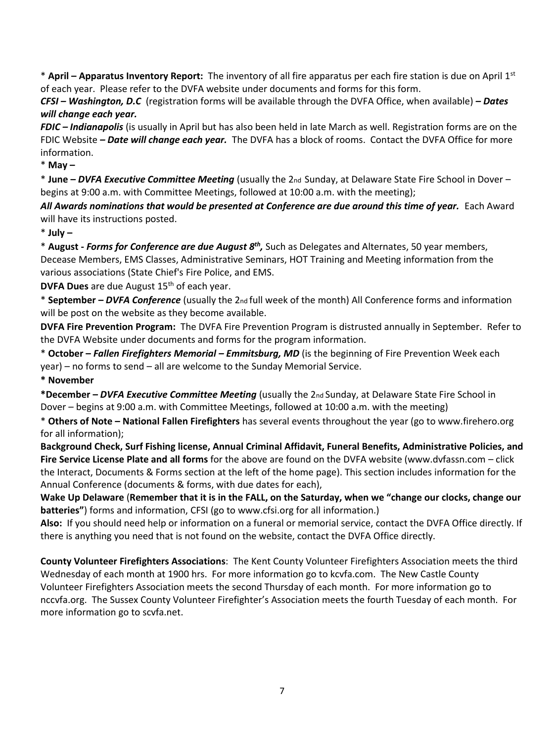* **April – Apparatus Inventory Report:** The inventory of all fire apparatus per each fire station is due on April 1st of each year. Please refer to the DVFA website under documents and forms for this form.

***CFSI – Washington, D.C*** (registration forms will be available through the DVFA Office, when available) ***– Dates will change each year.***

***FDIC – Indianapolis*** (is usually in April but has also been held in late March as well. Registration forms are on the FDIC Website ***– Date will change each year.*** The DVFA has a block of rooms. Contact the DVFA Office for more information.

* **May –**

* **June –** ***DVFA Executive Committee Meeting*** (usually the 2nd Sunday, at Delaware State Fire School in Dover – begins at 9:00 a.m. with Committee Meetings, followed at 10:00 a.m. with the meeting);

***All Awards nominations that would be presented at Conference are due around this time of year.*** Each Award will have its instructions posted.

* **July –**

* **August -** ***Forms for Conference are due August 8th,*** Such as Delegates and Alternates, 50 year members, Decease Members, EMS Classes, Administrative Seminars, HOT Training and Meeting information from the various associations (State Chief's Fire Police, and EMS.

**DVFA Dues** are due August 15th of each year.

* **September –** ***DVFA Conference*** (usually the 2nd full week of the month) All Conference forms and information will be post on the website as they become available.

**DVFA Fire Prevention Program:** The DVFA Fire Prevention Program is distrusted annually in September. Refer to the DVFA Website under documents and forms for the program information.

* **October –** ***Fallen Firefighters Memorial – Emmitsburg, MD*** (is the beginning of Fire Prevention Week each year) – no forms to send – all are welcome to the Sunday Memorial Service.

**\* November**

**\*December –** ***DVFA Executive Committee Meeting*** (usually the 2nd Sunday, at Delaware State Fire School in Dover – begins at 9:00 a.m. with Committee Meetings, followed at 10:00 a.m. with the meeting)

* **Others of Note – National Fallen Firefighters** has several events throughout the year (go to www.firehero.org for all information);

**Background Check, Surf Fishing license, Annual Criminal Affidavit, Funeral Benefits, Administrative Policies, and Fire Service License Plate and all forms** for the above are found on the DVFA website (www.dvfassn.com – click the Interact, Documents & Forms section at the left of the home page). This section includes information for the Annual Conference (documents & forms, with due dates for each),

**Wake Up Delaware** (**Remember that it is in the FALL, on the Saturday, when we "change our clocks, change our batteries"**) forms and information, CFSI (go to www.cfsi.org for all information.)

**Also:** If you should need help or information on a funeral or memorial service, contact the DVFA Office directly. If there is anything you need that is not found on the website, contact the DVFA Office directly.

**County Volunteer Firefighters Associations**: The Kent County Volunteer Firefighters Association meets the third Wednesday of each month at 1900 hrs. For more information go to kcvfa.com. The New Castle County Volunteer Firefighters Association meets the second Thursday of each month. For more information go to nccvfa.org. The Sussex County Volunteer Firefighter's Association meets the fourth Tuesday of each month. For more information go to scvfa.net.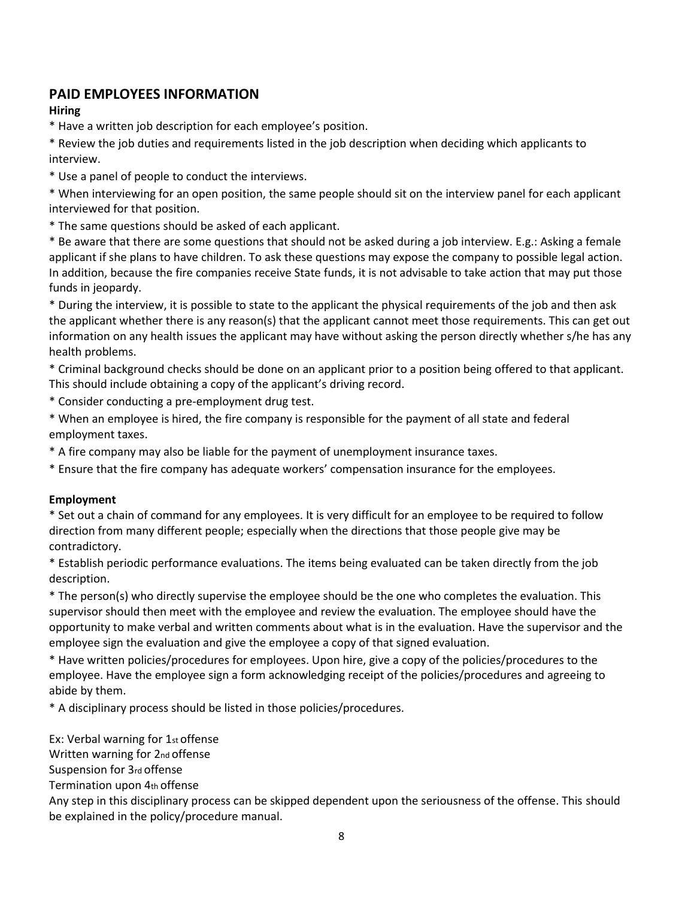## PAID EMPLOYEES INFORMATION

**Hiring**

* Have a written job description for each employee's position.

* Review the job duties and requirements listed in the job description when deciding which applicants to interview.

* Use a panel of people to conduct the interviews.

* When interviewing for an open position, the same people should sit on the interview panel for each applicant interviewed for that position.

* The same questions should be asked of each applicant.

* Be aware that there are some questions that should not be asked during a job interview. E.g.: Asking a female applicant if she plans to have children. To ask these questions may expose the company to possible legal action. In addition, because the fire companies receive State funds, it is not advisable to take action that may put those funds in jeopardy.

* During the interview, it is possible to state to the applicant the physical requirements of the job and then ask the applicant whether there is any reason(s) that the applicant cannot meet those requirements. This can get out information on any health issues the applicant may have without asking the person directly whether s/he has any health problems.

* Criminal background checks should be done on an applicant prior to a position being offered to that applicant. This should include obtaining a copy of the applicant's driving record.

* Consider conducting a pre-employment drug test.

* When an employee is hired, the fire company is responsible for the payment of all state and federal employment taxes.

* A fire company may also be liable for the payment of unemployment insurance taxes.

* Ensure that the fire company has adequate workers' compensation insurance for the employees.

**Employment**

* Set out a chain of command for any employees. It is very difficult for an employee to be required to follow direction from many different people; especially when the directions that those people give may be contradictory.

* Establish periodic performance evaluations. The items being evaluated can be taken directly from the job description.

* The person(s) who directly supervise the employee should be the one who completes the evaluation. This supervisor should then meet with the employee and review the evaluation. The employee should have the opportunity to make verbal and written comments about what is in the evaluation. Have the supervisor and the employee sign the evaluation and give the employee a copy of that signed evaluation.

* Have written policies/procedures for employees. Upon hire, give a copy of the policies/procedures to the employee. Have the employee sign a form acknowledging receipt of the policies/procedures and agreeing to abide by them.

* A disciplinary process should be listed in those policies/procedures.

Ex: Verbal warning for 1st offense
Written warning for 2nd offense
Suspension for 3rd offense
Termination upon 4th offense
Any step in this disciplinary process can be skipped dependent upon the seriousness of the offense. This should be explained in the policy/procedure manual.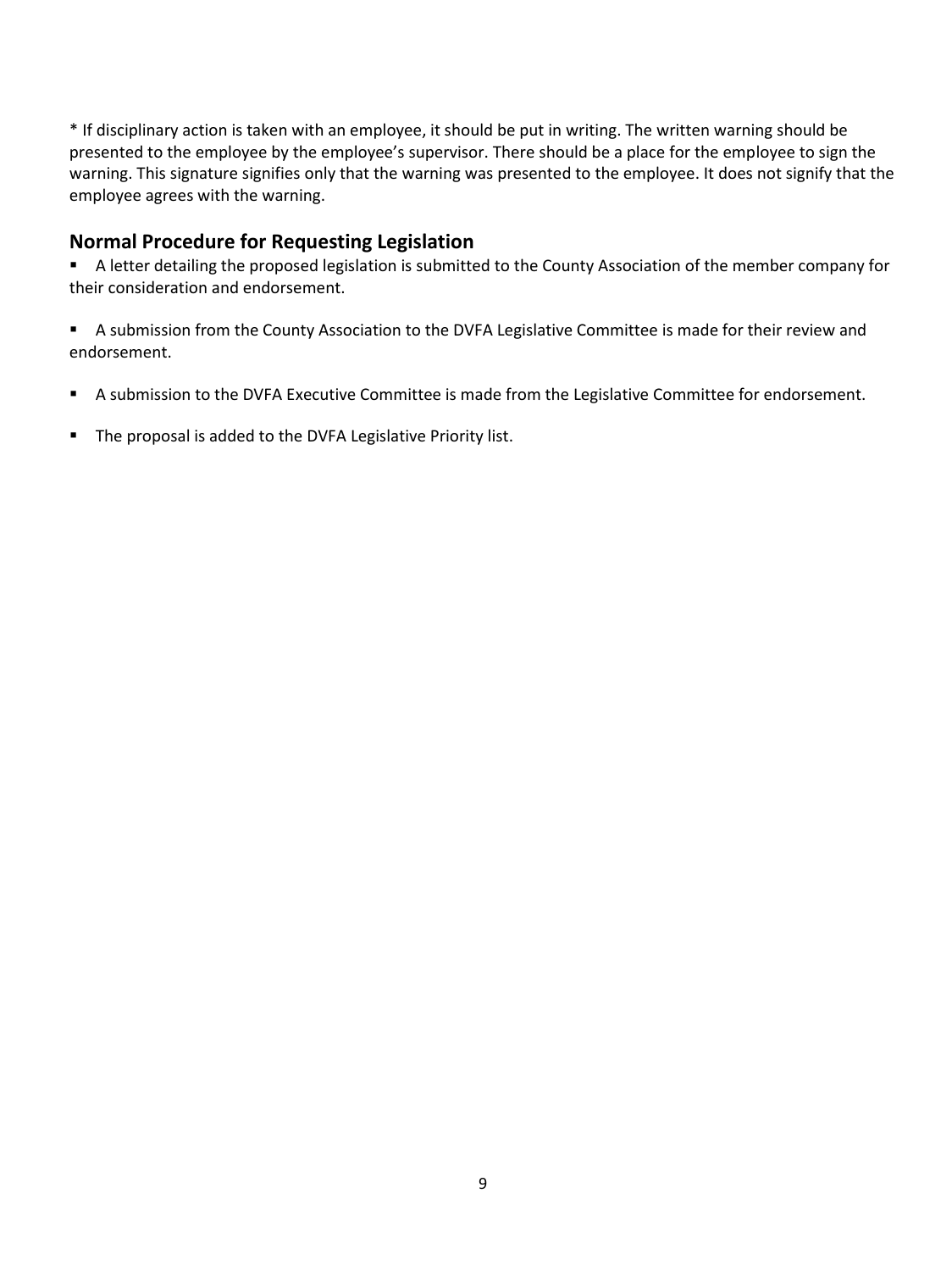* If disciplinary action is taken with an employee, it should be put in writing. The written warning should be presented to the employee by the employee's supervisor. There should be a place for the employee to sign the warning. This signature signifies only that the warning was presented to the employee. It does not signify that the employee agrees with the warning.

## Normal Procedure for Requesting Legislation

- A letter detailing the proposed legislation is submitted to the County Association of the member company for their consideration and endorsement.

- A submission from the County Association to the DVFA Legislative Committee is made for their review and endorsement.

- A submission to the DVFA Executive Committee is made from the Legislative Committee for endorsement.

- The proposal is added to the DVFA Legislative Priority list.